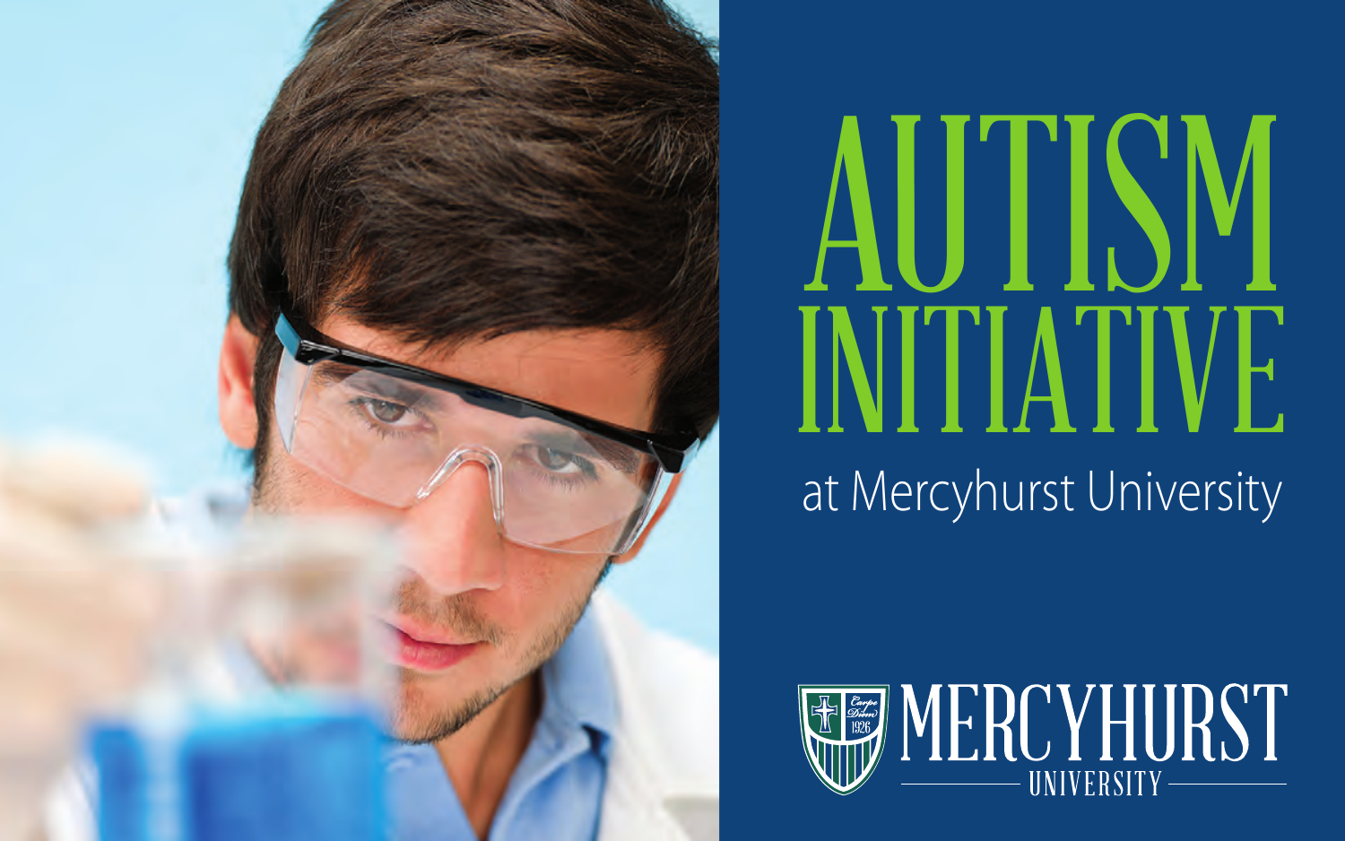# AUTISM INITIATIVE

at Mercyhurst University

MERCYHURST UNIVERSITY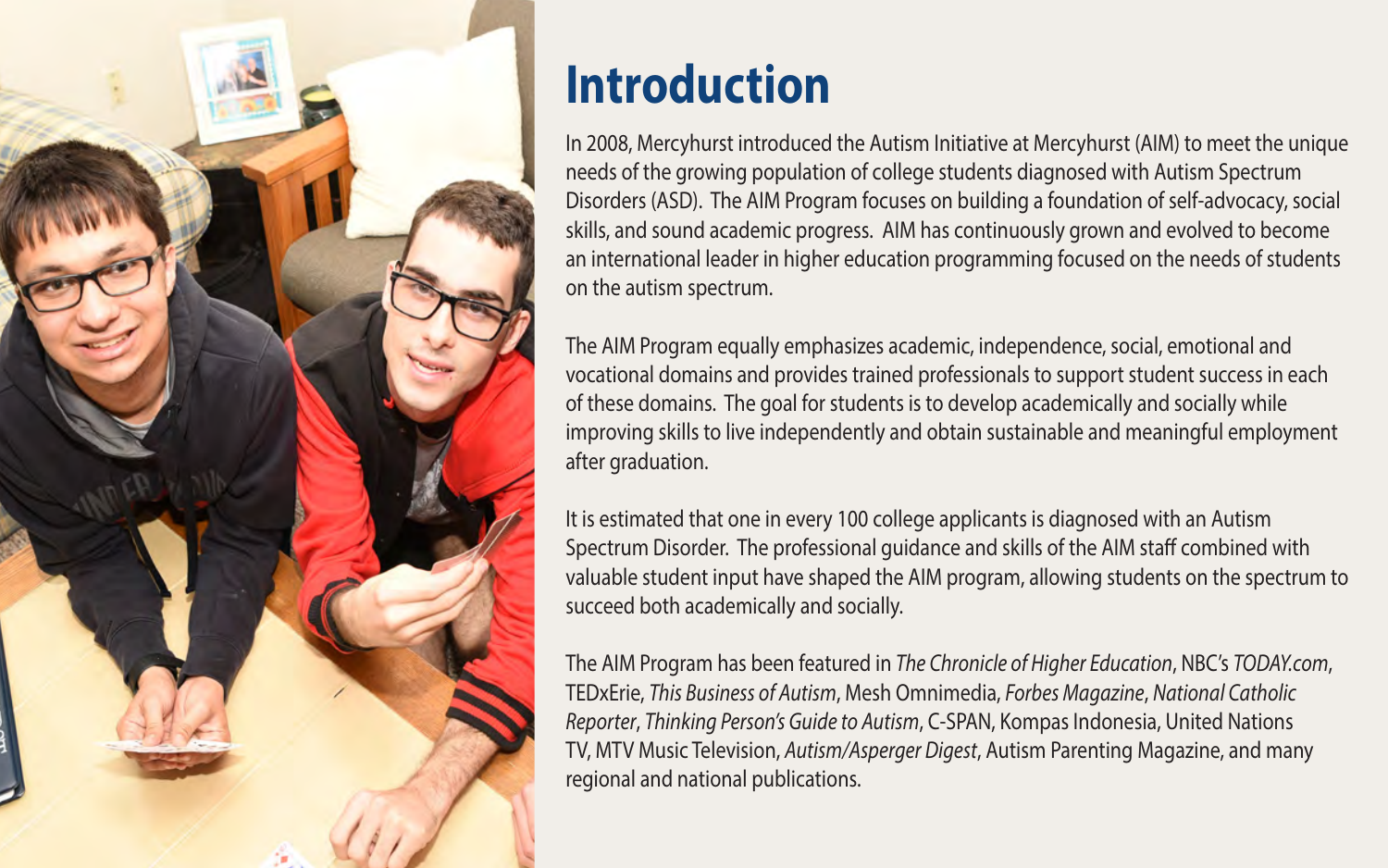# Introduction

In 2008, Mercyhurst introduced the Autism Initiative at Mercyhurst (AIM) to meet the unique needs of the growing population of college students diagnosed with Autism Spectrum Disorders (ASD). The AIM Program focuses on building a foundation of self-advocacy, social skills, and sound academic progress. AIM has continuously grown and evolved to become an international leader in higher education programming focused on the needs of students on the autism spectrum.

The AIM Program equally emphasizes academic, independence, social, emotional and vocational domains and provides trained professionals to support student success in each of these domains. The goal for students is to develop academically and socially while improving skills to live independently and obtain sustainable and meaningful employment after graduation.

It is estimated that one in every 100 college applicants is diagnosed with an Autism Spectrum Disorder. The professional guidance and skills of the AIM staff combined with valuable student input have shaped the AIM program, allowing students on the spectrum to succeed both academically and socially.

The AIM Program has been featured in *The Chronicle of Higher Education*, NBC's *TODAY.com*, TEDxErie, *This Business of Autism*, Mesh Omnimedia, *Forbes Magazine*, *National Catholic Reporter*, *Thinking Person's Guide to Autism*, C-SPAN, Kompas Indonesia, United Nations TV, MTV Music Television, *Autism/Asperger Digest*, Autism Parenting Magazine, and many regional and national publications.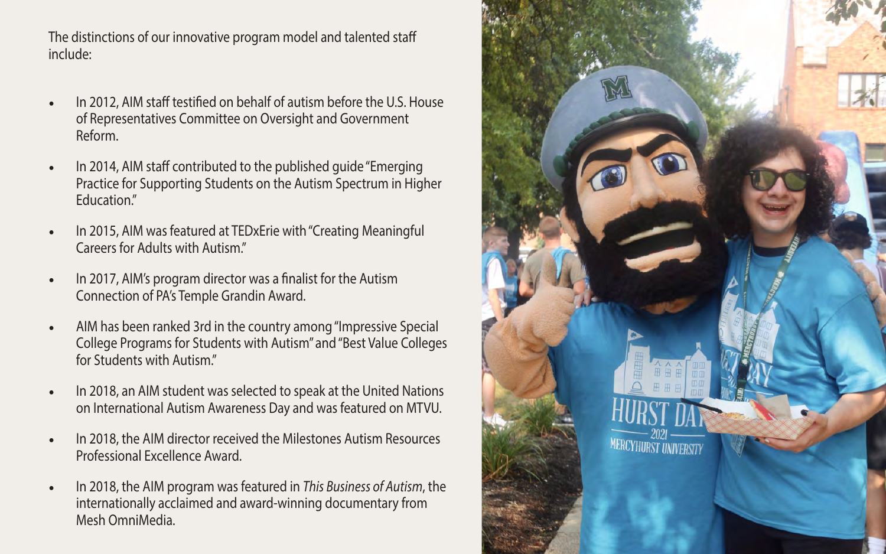The distinctions of our innovative program model and talented staff include:

- In 2012, AIM staff testified on behalf of autism before the U.S. House of Representatives Committee on Oversight and Government Reform.
- In 2014, AIM staff contributed to the published guide "Emerging Practice for Supporting Students on the Autism Spectrum in Higher Education."
- In 2015, AIM was featured at TEDxErie with "Creating Meaningful Careers for Adults with Autism."
- In 2017, AIM's program director was a finalist for the Autism Connection of PA's Temple Grandin Award.
- AIM has been ranked 3rd in the country among "Impressive Special College Programs for Students with Autism" and "Best Value Colleges for Students with Autism."
- In 2018, an AIM student was selected to speak at the United Nations on International Autism Awareness Day and was featured on MTVU.
- In 2018, the AIM director received the Milestones Autism Resources Professional Excellence Award.
- In 2018, the AIM program was featured in *This Business of Autism*, the internationally acclaimed and award-winning documentary from Mesh OmniMedia.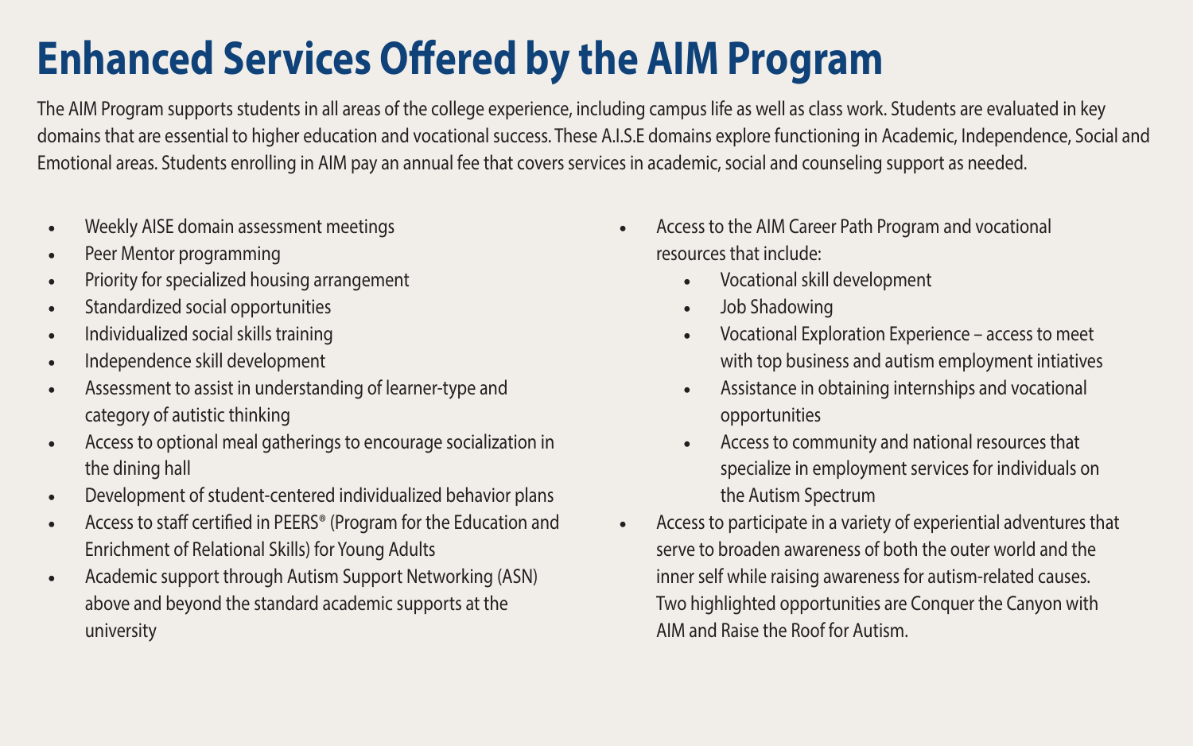# Enhanced Services Offered by the AIM Program

The AIM Program supports students in all areas of the college experience, including campus life as well as class work. Students are evaluated in key domains that are essential to higher education and vocational success. These A.I.S.E domains explore functioning in Academic, Independence, Social and Emotional areas. Students enrolling in AIM pay an annual fee that covers services in academic, social and counseling support as needed.

- Weekly AISE domain assessment meetings
- Peer Mentor programming
- Priority for specialized housing arrangement
- Standardized social opportunities
- Individualized social skills training
- Independence skill development
- Assessment to assist in understanding of learner-type and category of autistic thinking
- Access to optional meal gatherings to encourage socialization in the dining hall
- Development of student-centered individualized behavior plans
- Access to staff certified in PEERS® (Program for the Education and Enrichment of Relational Skills) for Young Adults
- Academic support through Autism Support Networking (ASN) above and beyond the standard academic supports at the university
- Access to the AIM Career Path Program and vocational resources that include:
    - Vocational skill development
    - Job Shadowing
    - Vocational Exploration Experience – access to meet with top business and autism employment intiatives
    - Assistance in obtaining internships and vocational opportunities
    - Access to community and national resources that specialize in employment services for individuals on the Autism Spectrum
- Access to participate in a variety of experiential adventures that serve to broaden awareness of both the outer world and the inner self while raising awareness for autism-related causes. Two highlighted opportunities are Conquer the Canyon with AIM and Raise the Roof for Autism.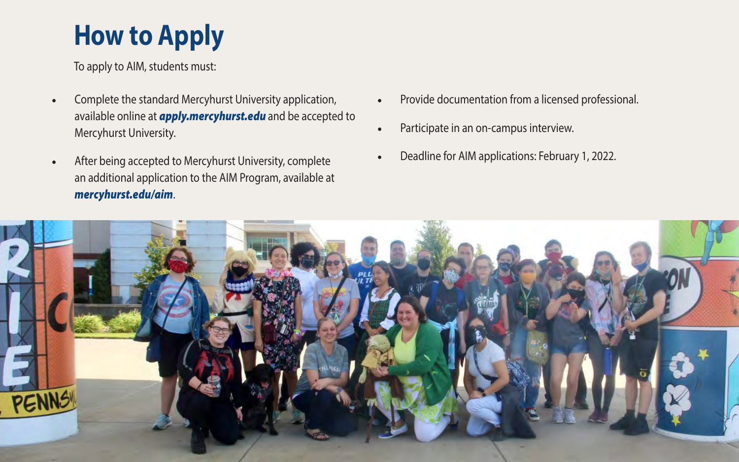# How to Apply

To apply to AIM, students must:

- Complete the standard Mercyhurst University application, available online at ***apply.mercyhurst.edu*** and be accepted to Mercyhurst University.
- After being accepted to Mercyhurst University, complete an additional application to the AIM Program, available at ***mercyhurst.edu/aim***.
- Provide documentation from a licensed professional.
- Participate in an on-campus interview.
- Deadline for AIM applications: February 1, 2022.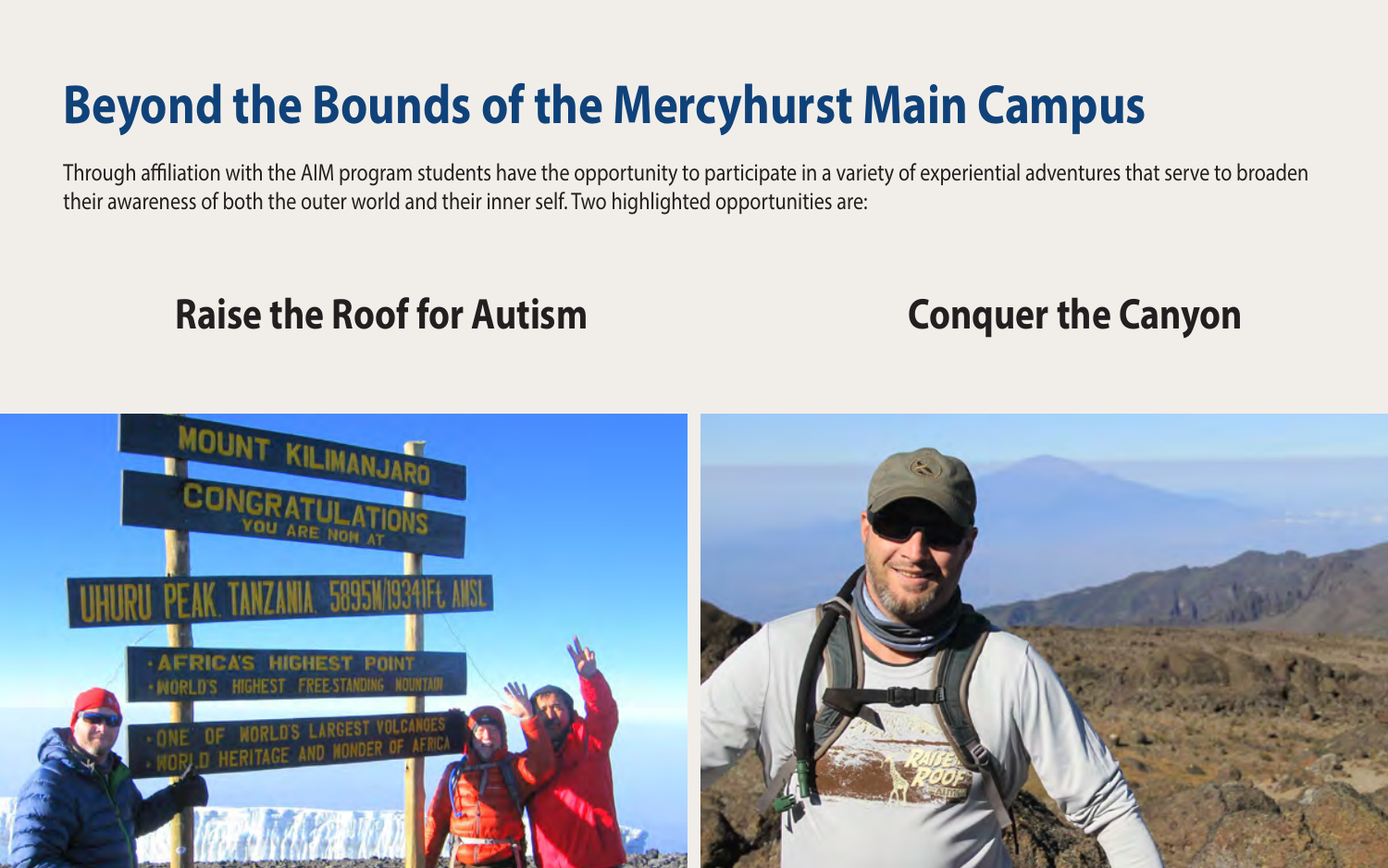# Beyond the Bounds of the Mercyhurst Main Campus

Through affiliation with the AIM program students have the opportunity to participate in a variety of experiential adventures that serve to broaden their awareness of both the outer world and their inner self. Two highlighted opportunities are:

## Raise the Roof for Autism

## Conquer the Canyon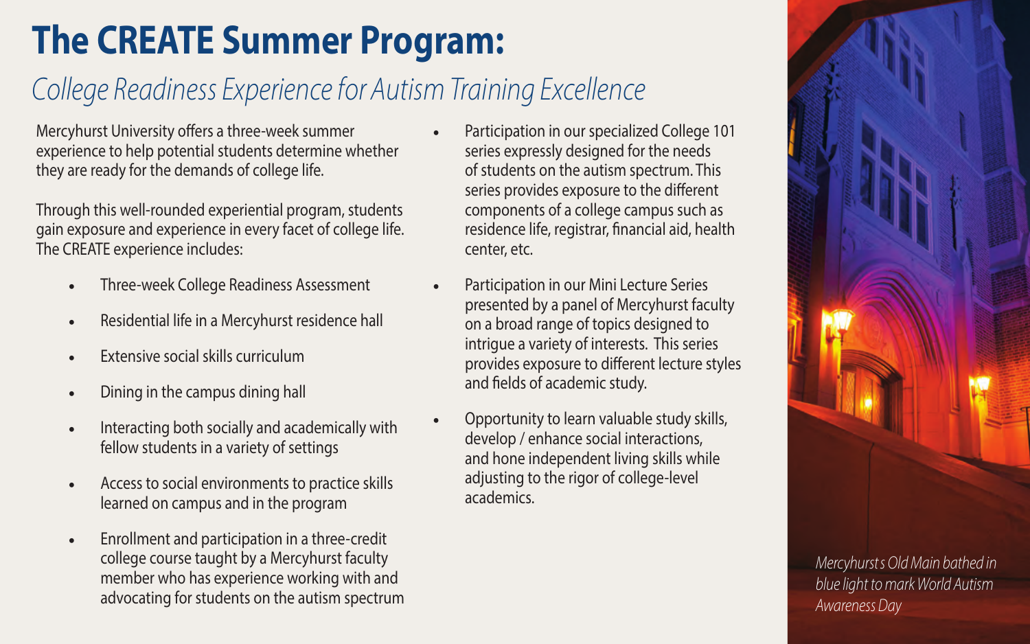# The CREATE Summer Program:

*College Readiness Experience for Autism Training Excellence*

Mercyhurst University offers a three-week summer experience to help potential students determine whether they are ready for the demands of college life.

Through this well-rounded experiential program, students gain exposure and experience in every facet of college life. The CREATE experience includes:

- Three-week College Readiness Assessment
- Residential life in a Mercyhurst residence hall
- Extensive social skills curriculum
- Dining in the campus dining hall
- Interacting both socially and academically with fellow students in a variety of settings
- Access to social environments to practice skills learned on campus and in the program
- Enrollment and participation in a three-credit college course taught by a Mercyhurst faculty member who has experience working with and advocating for students on the autism spectrum
- Participation in our specialized College 101 series expressly designed for the needs of students on the autism spectrum. This series provides exposure to the different components of a college campus such as residence life, registrar, financial aid, health center, etc.
- Participation in our Mini Lecture Series presented by a panel of Mercyhurst faculty on a broad range of topics designed to intrigue a variety of interests. This series provides exposure to different lecture styles and fields of academic study.
- Opportunity to learn valuable study skills, develop / enhance social interactions, and hone independent living skills while adjusting to the rigor of college-level academics.

*Mercyhurst s Old Main bathed in blue light to mark World Autism Awareness Day*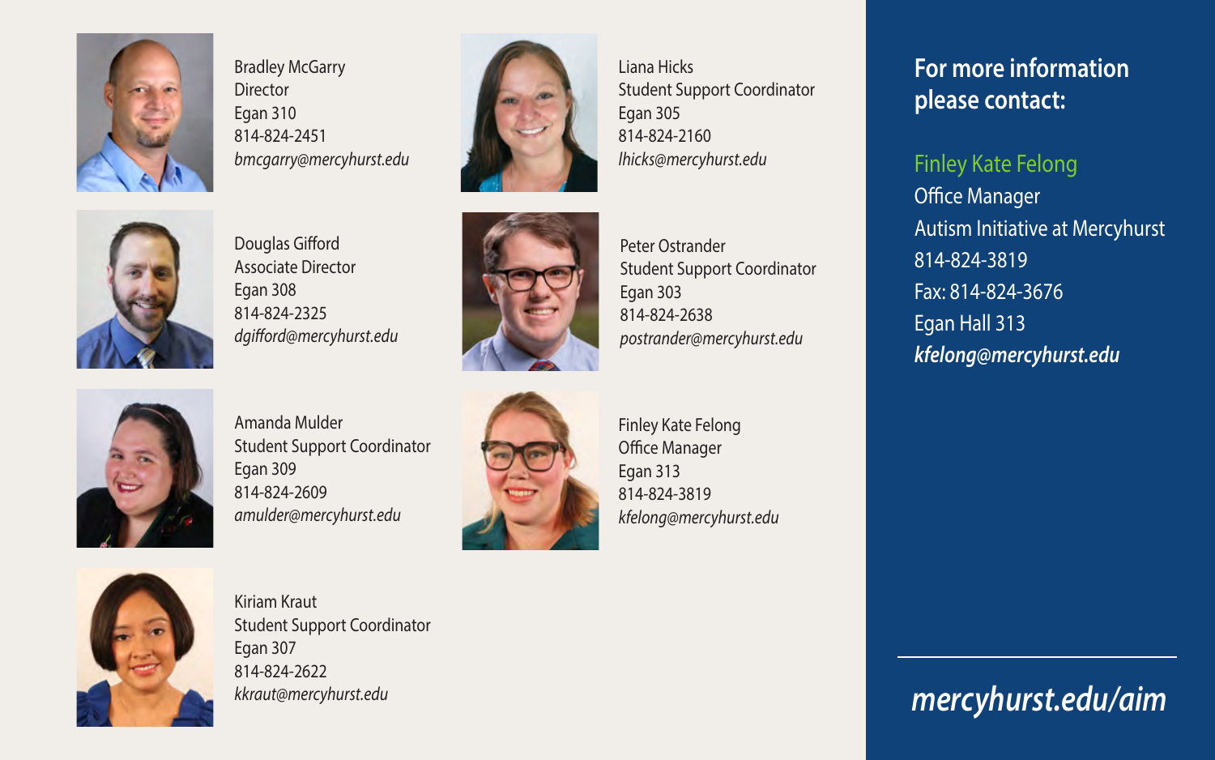Bradley McGarry
Director
Egan 310
814-824-2451
*bmcgarry@mercyhurst.edu*

Douglas Gifford
Associate Director
Egan 308
814-824-2325
*dgifford@mercyhurst.edu*

Amanda Mulder
Student Support Coordinator
Egan 309
814-824-2609
*amulder@mercyhurst.edu*

Kiriam Kraut
Student Support Coordinator
Egan 307
814-824-2622
*kkraut@mercyhurst.edu*

Liana Hicks
Student Support Coordinator
Egan 305
814-824-2160
*lhicks@mercyhurst.edu*

Peter Ostrander
Student Support Coordinator
Egan 303
814-824-2638
*postrander@mercyhurst.edu*

Finley Kate Felong
Office Manager
Egan 313
814-824-3819
*kfelong@mercyhurst.edu*

## For more information please contact:

Finley Kate Felong
Office Manager
Autism Initiative at Mercyhurst
814-824-3819
Fax: 814-824-3676
Egan Hall 313
***kfelong@mercyhurst.edu***

***mercyhurst.edu/aim***